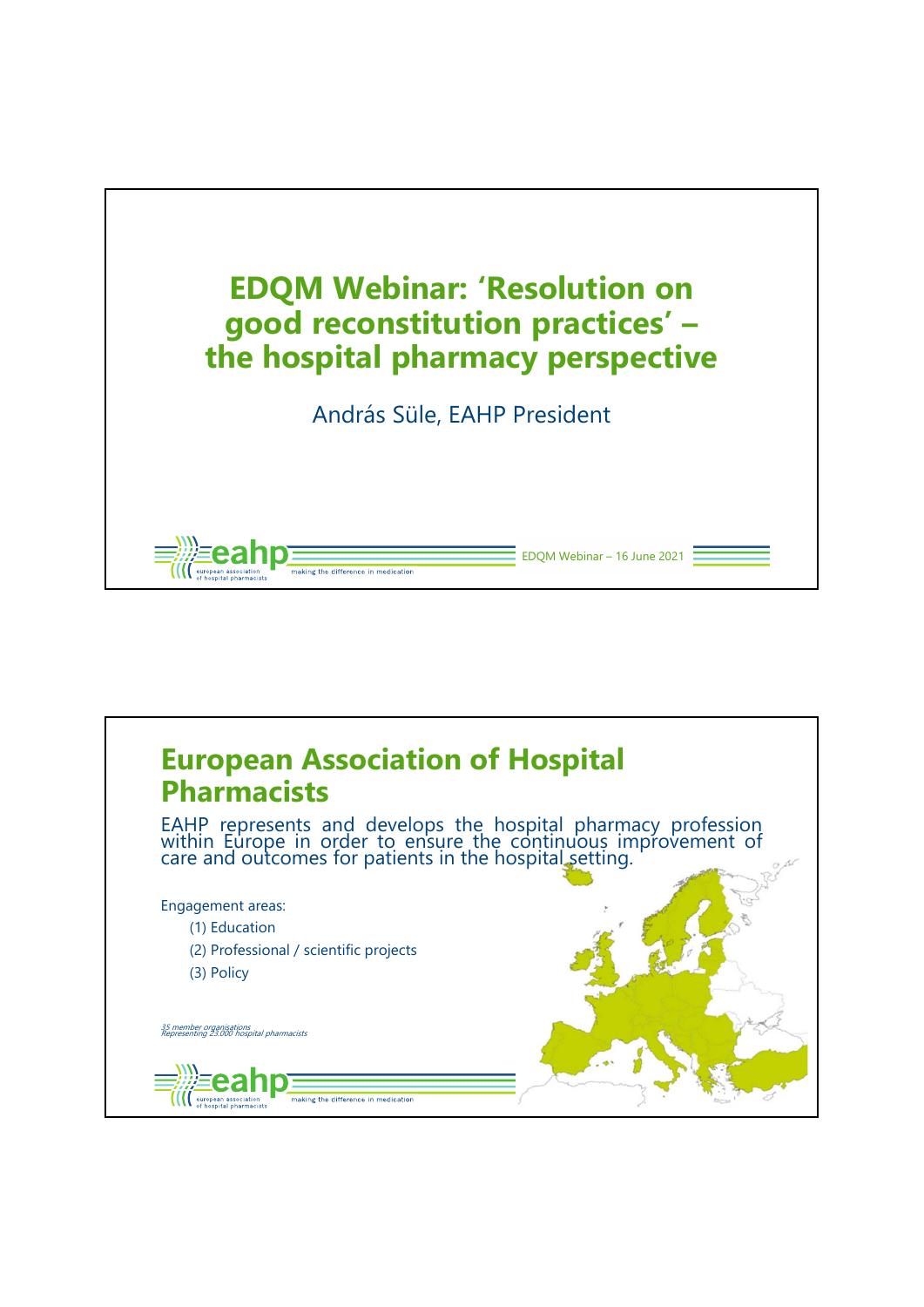# EDQM Webinar: 'Resolution on good reconstitution practices' – the hospital pharmacy perspective

András Süle, EAHP President

EDQM Webinar – 16 June 2021

## European Association of Hospital Pharmacists

EAHP represents and develops the hospital pharmacy profession within Europe in order to ensure the continuous improvement of care and outcomes for patients in the hospital setting.

Engagement areas:

(1) Education

(2) Professional / scientific projects

(3) Policy

*35 member organisations*
*Representing 23.000 hospital pharmacists*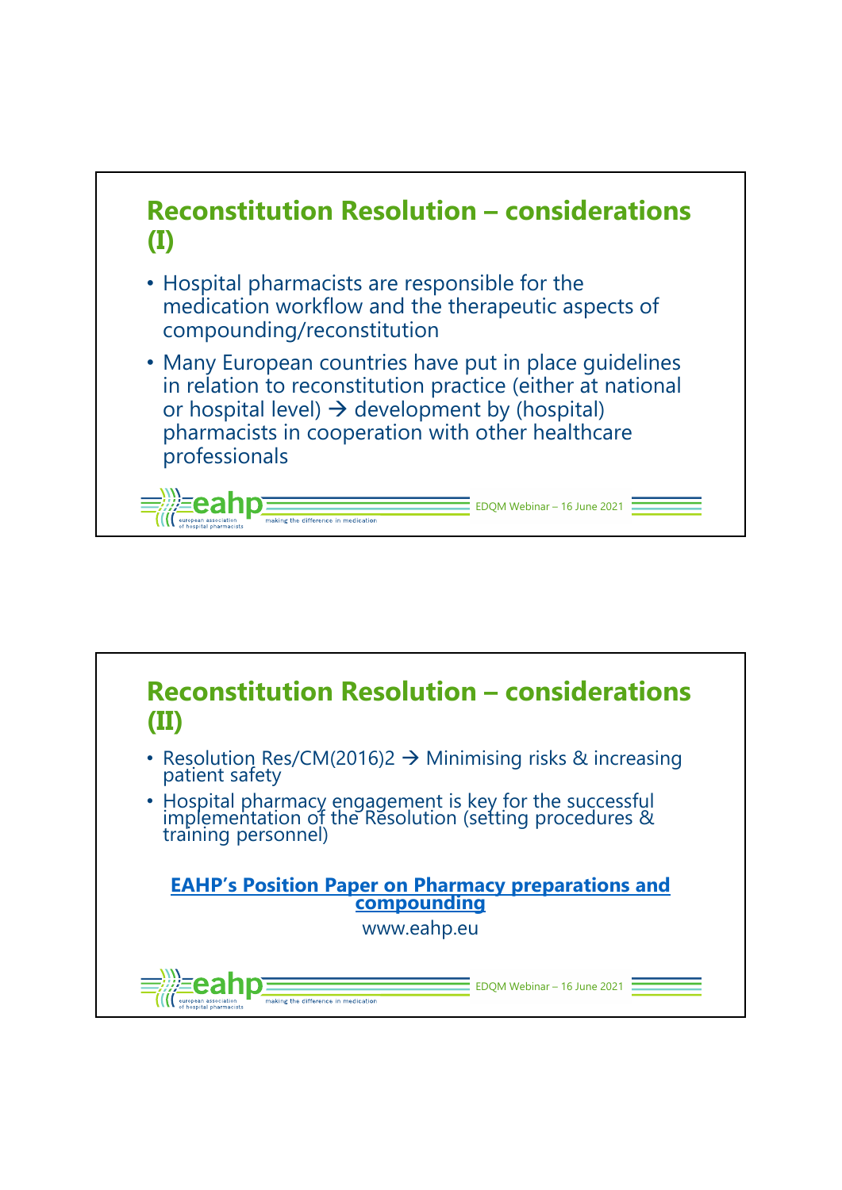## Reconstitution Resolution – considerations (I)

- Hospital pharmacists are responsible for the medication workflow and the therapeutic aspects of compounding/reconstitution
- Many European countries have put in place guidelines in relation to reconstitution practice (either at national or hospital level) → development by (hospital) pharmacists in cooperation with other healthcare professionals

## Reconstitution Resolution – considerations (II)

- Resolution Res/CM(2016)2 → Minimising risks & increasing patient safety
- Hospital pharmacy engagement is key for the successful implementation of the Resolution (setting procedures & training personnel)

**EAHP's Position Paper on Pharmacy preparations and compounding**

www.eahp.eu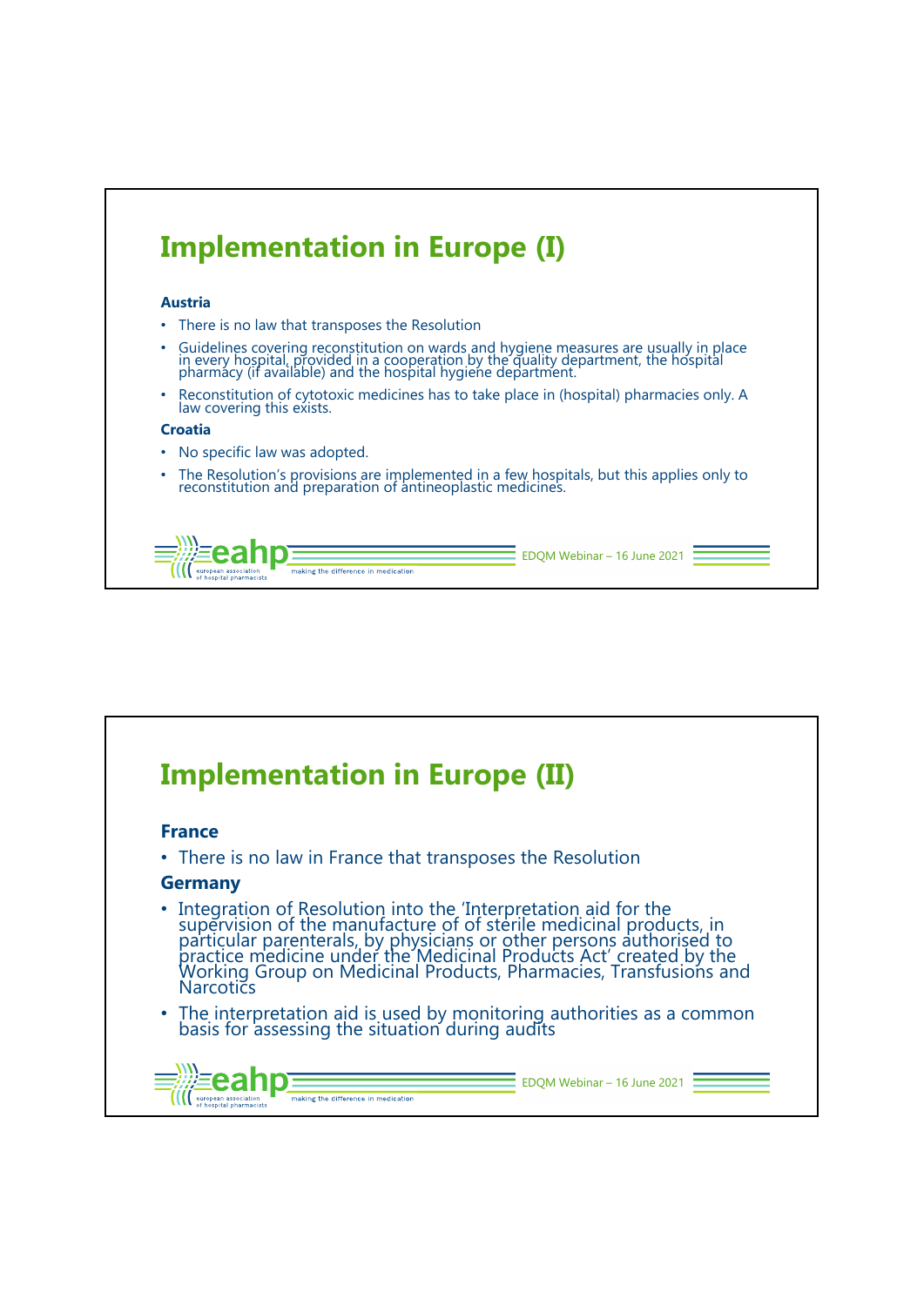# Implementation in Europe (I)

**Austria**

- There is no law that transposes the Resolution
- Guidelines covering reconstitution on wards and hygiene measures are usually in place in every hospital, provided in a cooperation by the quality department, the hospital pharmacy (if available) and the hospital hygiene department.
- Reconstitution of cytotoxic medicines has to take place in (hospital) pharmacies only. A law covering this exists.

**Croatia**

- No specific law was adopted.
- The Resolution's provisions are implemented in a few hospitals, but this applies only to reconstitution and preparation of antineoplastic medicines.

# Implementation in Europe (II)

**France**

- There is no law in France that transposes the Resolution

**Germany**

- Integration of Resolution into the 'Interpretation aid for the supervision of the manufacture of of sterile medicinal products, in particular parenterals, by physicians or other persons authorised to practice medicine under the Medicinal Products Act' created by the Working Group on Medicinal Products, Pharmacies, Transfusions and Narcotics
- The interpretation aid is used by monitoring authorities as a common basis for assessing the situation during audits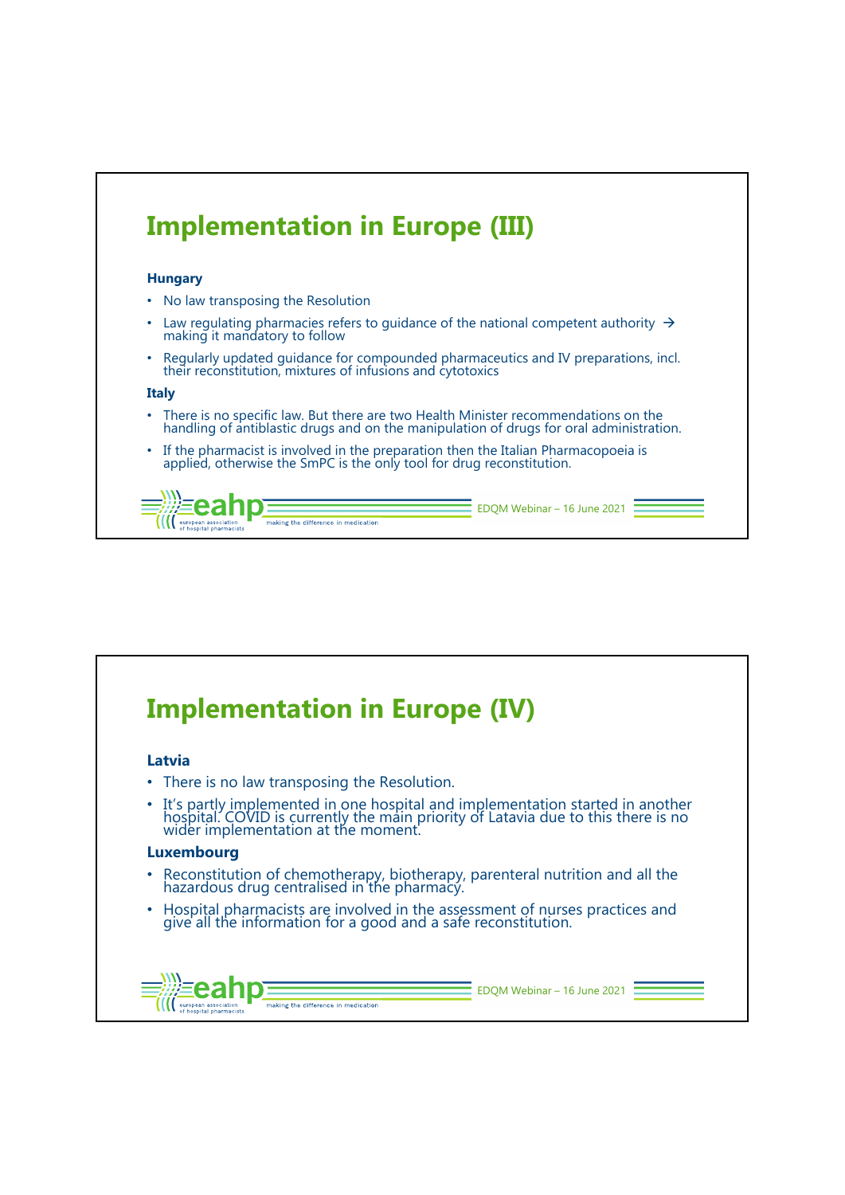# Implementation in Europe (III)

**Hungary**

- No law transposing the Resolution
- Law regulating pharmacies refers to guidance of the national competent authority → making it mandatory to follow
- Regularly updated guidance for compounded pharmaceutics and IV preparations, incl. their reconstitution, mixtures of infusions and cytotoxics

**Italy**

- There is no specific law. But there are two Health Minister recommendations on the handling of antiblastic drugs and on the manipulation of drugs for oral administration.
- If the pharmacist is involved in the preparation then the Italian Pharmacopoeia is applied, otherwise the SmPC is the only tool for drug reconstitution.

# Implementation in Europe (IV)

**Latvia**

- There is no law transposing the Resolution.
- It's partly implemented in one hospital and implementation started in another hospital. COVID is currently the main priority of Latavia due to this there is no wider implementation at the moment.

**Luxembourg**

- Reconstitution of chemotherapy, biotherapy, parenteral nutrition and all the hazardous drug centralised in the pharmacy.
- Hospital pharmacists are involved in the assessment of nurses practices and give all the information for a good and a safe reconstitution.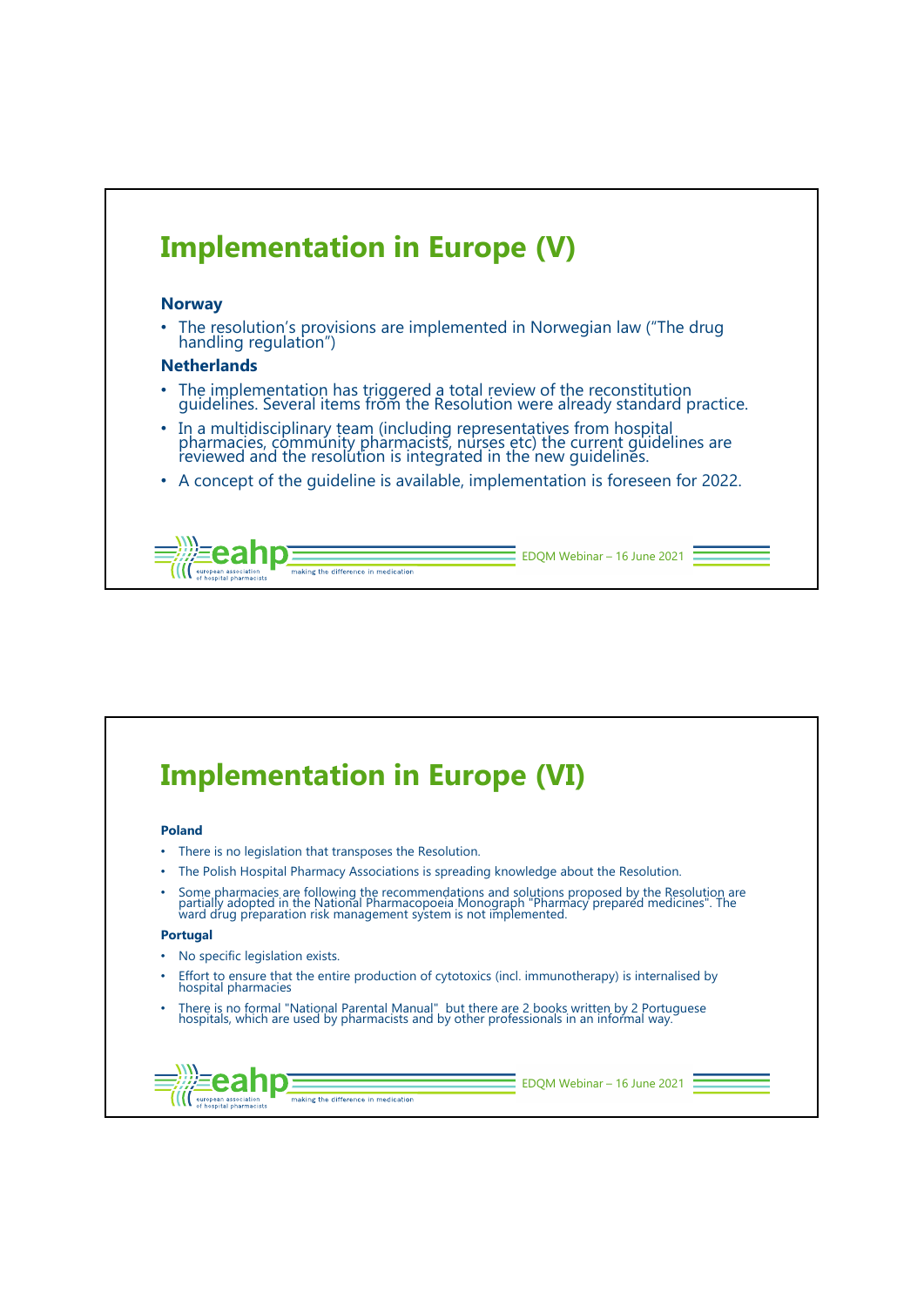# Implementation in Europe (V)

**Norway**

- The resolution's provisions are implemented in Norwegian law ("The drug handling regulation")

**Netherlands**

- The implementation has triggered a total review of the reconstitution guidelines. Several items from the Resolution were already standard practice.
- In a multidisciplinary team (including representatives from hospital pharmacies, community pharmacists, nurses etc) the current guidelines are reviewed and the resolution is integrated in the new guidelines.
- A concept of the guideline is available, implementation is foreseen for 2022.

# Implementation in Europe (VI)

**Poland**

- There is no legislation that transposes the Resolution.
- The Polish Hospital Pharmacy Associations is spreading knowledge about the Resolution.
- Some pharmacies are following the recommendations and solutions proposed by the Resolution are partially adopted in the National Pharmacopoeia Monograph "Pharmacy prepared medicines". The ward drug preparation risk management system is not implemented.

**Portugal**

- No specific legislation exists.
- Effort to ensure that the entire production of cytotoxics (incl. immunotherapy) is internalised by hospital pharmacies
- There is no formal "National Parental Manual" but there are 2 books written by 2 Portuguese hospitals, which are used by pharmacists and by other professionals in an informal way.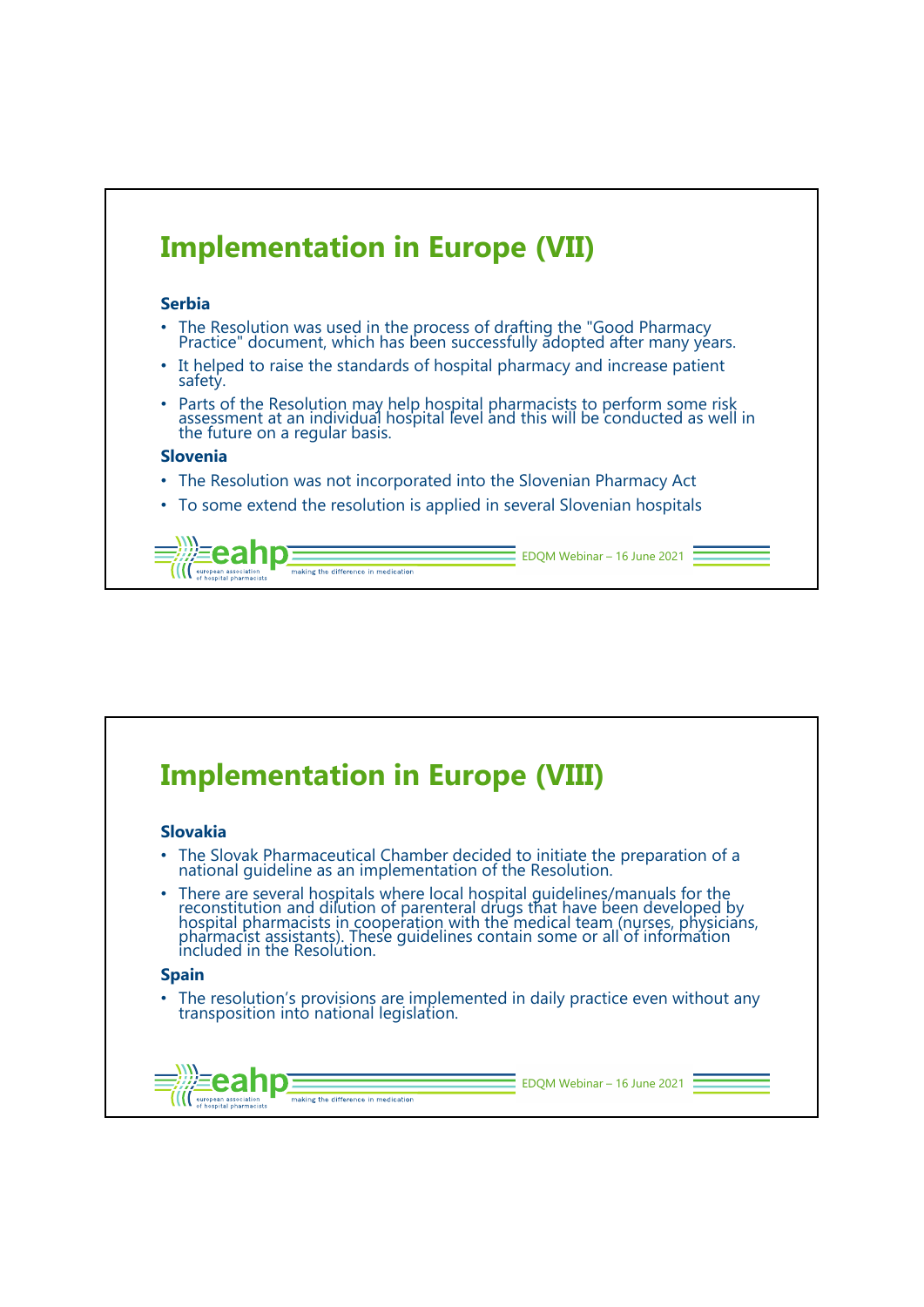## Implementation in Europe (VII)

**Serbia**

- The Resolution was used in the process of drafting the "Good Pharmacy Practice" document, which has been successfully adopted after many years.
- It helped to raise the standards of hospital pharmacy and increase patient safety.
- Parts of the Resolution may help hospital pharmacists to perform some risk assessment at an individual hospital level and this will be conducted as well in the future on a regular basis.

**Slovenia**

- The Resolution was not incorporated into the Slovenian Pharmacy Act
- To some extend the resolution is applied in several Slovenian hospitals

## Implementation in Europe (VIII)

**Slovakia**

- The Slovak Pharmaceutical Chamber decided to initiate the preparation of a national guideline as an implementation of the Resolution.
- There are several hospitals where local hospital guidelines/manuals for the reconstitution and dilution of parenteral drugs that have been developed by hospital pharmacists in cooperation with the medical team (nurses, physicians, pharmacist assistants). These guidelines contain some or all of information included in the Resolution.

**Spain**

- The resolution's provisions are implemented in daily practice even without any transposition into national legislation.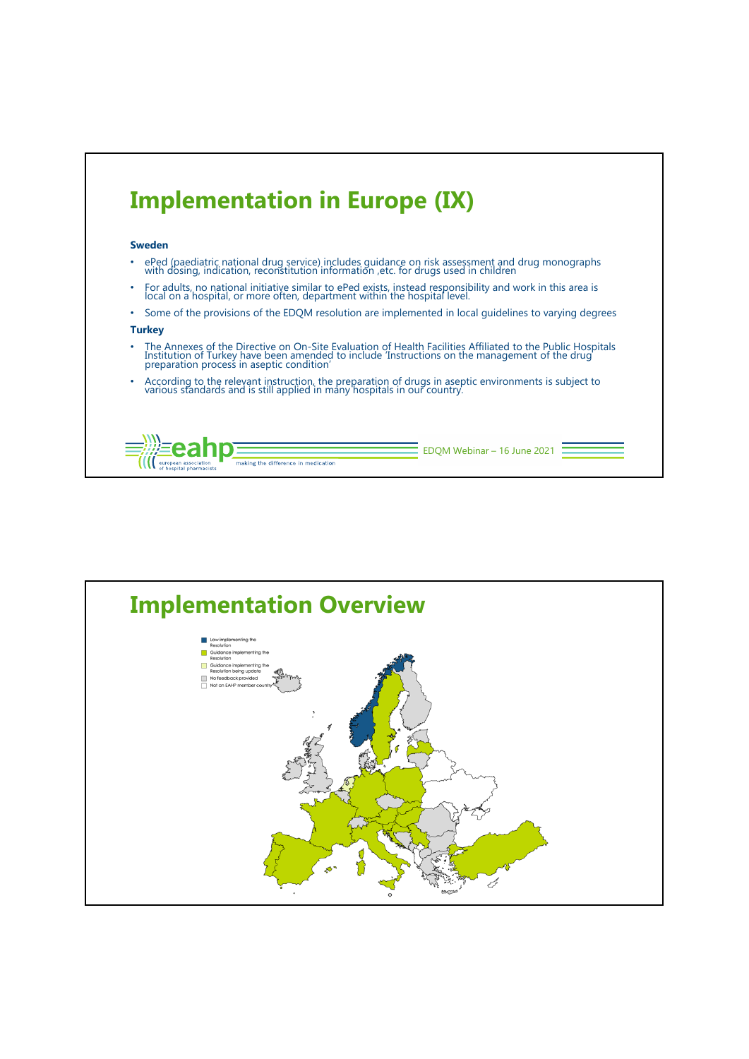# Implementation in Europe (IX)

**Sweden**

- ePed (paediatric national drug service) includes guidance on risk assessment and drug monographs with dosing, indication, reconstitution information ,etc. for drugs used in children
- For adults, no national initiative similar to ePed exists, instead responsibility and work in this area is local on a hospital, or more often, department within the hospital level.
- Some of the provisions of the EDQM resolution are implemented in local guidelines to varying degrees

**Turkey**

- The Annexes of the Directive on On-Site Evaluation of Health Facilities Affiliated to the Public Hospitals Institution of Turkey have been amended to include 'Instructions on the management of the drug preparation process in aseptic condition'
- According to the relevant instruction, the preparation of drugs in aseptic environments is subject to various standards and is still applied in many hospitals in our country.

# Implementation Overview

- Law implementing the Resolution
- Guidance implementing the Resolution
- Guidance implementing the Resolution being update
- No feedback provided
- Not an EAHP member country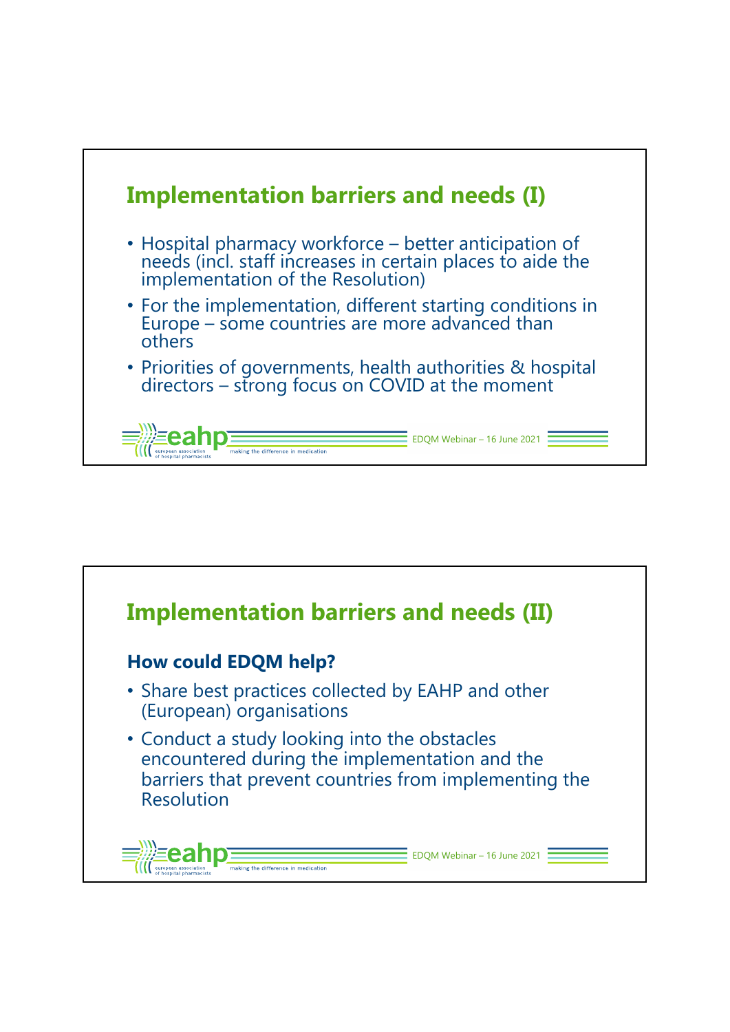## Implementation barriers and needs (I)

- Hospital pharmacy workforce – better anticipation of needs (incl. staff increases in certain places to aide the implementation of the Resolution)
- For the implementation, different starting conditions in Europe – some countries are more advanced than others
- Priorities of governments, health authorities & hospital directors – strong focus on COVID at the moment

## Implementation barriers and needs (II)

### How could EDQM help?

- Share best practices collected by EAHP and other (European) organisations
- Conduct a study looking into the obstacles encountered during the implementation and the barriers that prevent countries from implementing the Resolution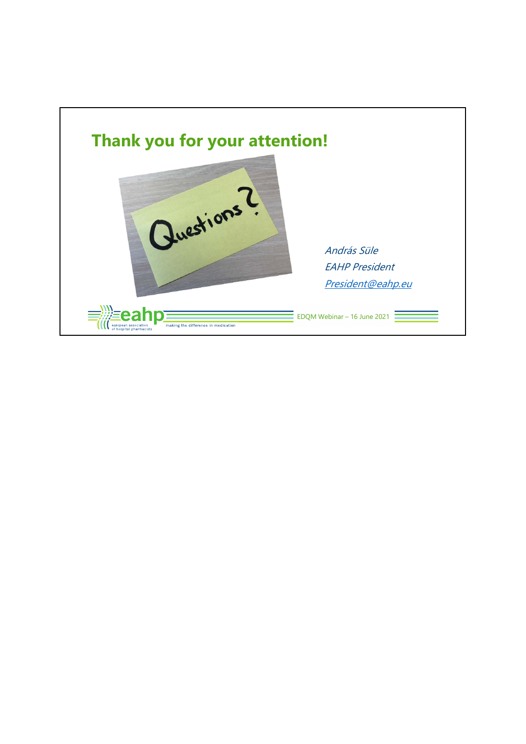# Thank you for your attention!

*András Süle*
*EAHP President*
*President@eahp.eu*